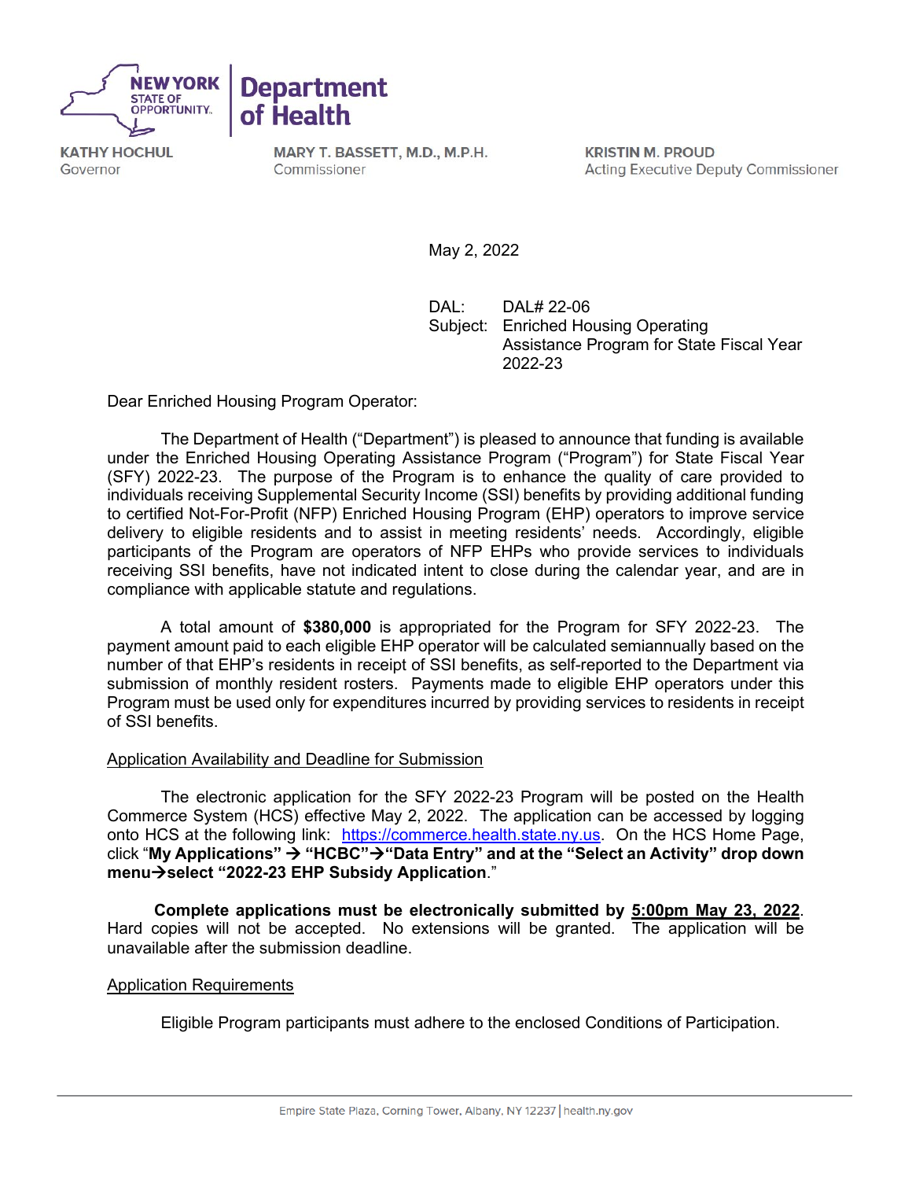**NEW YORK STATE OF OPPORTUNITY** | **Department of Health**

**KATHY HOCHUL**
Governor

**MARY T. BASSETT, M.D., M.P.H.**
Commissioner

**KRISTIN M. PROUD**
Acting Executive Deputy Commissioner

May 2, 2022

DAL: DAL# 22-06
Subject: Enriched Housing Operating Assistance Program for State Fiscal Year 2022-23

Dear Enriched Housing Program Operator:

The Department of Health ("Department") is pleased to announce that funding is available under the Enriched Housing Operating Assistance Program ("Program") for State Fiscal Year (SFY) 2022-23. The purpose of the Program is to enhance the quality of care provided to individuals receiving Supplemental Security Income (SSI) benefits by providing additional funding to certified Not-For-Profit (NFP) Enriched Housing Program (EHP) operators to improve service delivery to eligible residents and to assist in meeting residents' needs. Accordingly, eligible participants of the Program are operators of NFP EHPs who provide services to individuals receiving SSI benefits, have not indicated intent to close during the calendar year, and are in compliance with applicable statute and regulations.

A total amount of **$380,000** is appropriated for the Program for SFY 2022-23. The payment amount paid to each eligible EHP operator will be calculated semiannually based on the number of that EHP's residents in receipt of SSI benefits, as self-reported to the Department via submission of monthly resident rosters. Payments made to eligible EHP operators under this Program must be used only for expenditures incurred by providing services to residents in receipt of SSI benefits.

Application Availability and Deadline for Submission

The electronic application for the SFY 2022-23 Program will be posted on the Health Commerce System (HCS) effective May 2, 2022. The application can be accessed by logging onto HCS at the following link: https://commerce.health.state.ny.us. On the HCS Home Page, click "**My Applications" → "HCBC"→"Data Entry" and at the "Select an Activity" drop down menu→select "2022-23 EHP Subsidy Application**."

**Complete applications must be electronically submitted by 5:00pm May 23, 2022**. Hard copies will not be accepted. No extensions will be granted. The application will be unavailable after the submission deadline.

Application Requirements

Eligible Program participants must adhere to the enclosed Conditions of Participation.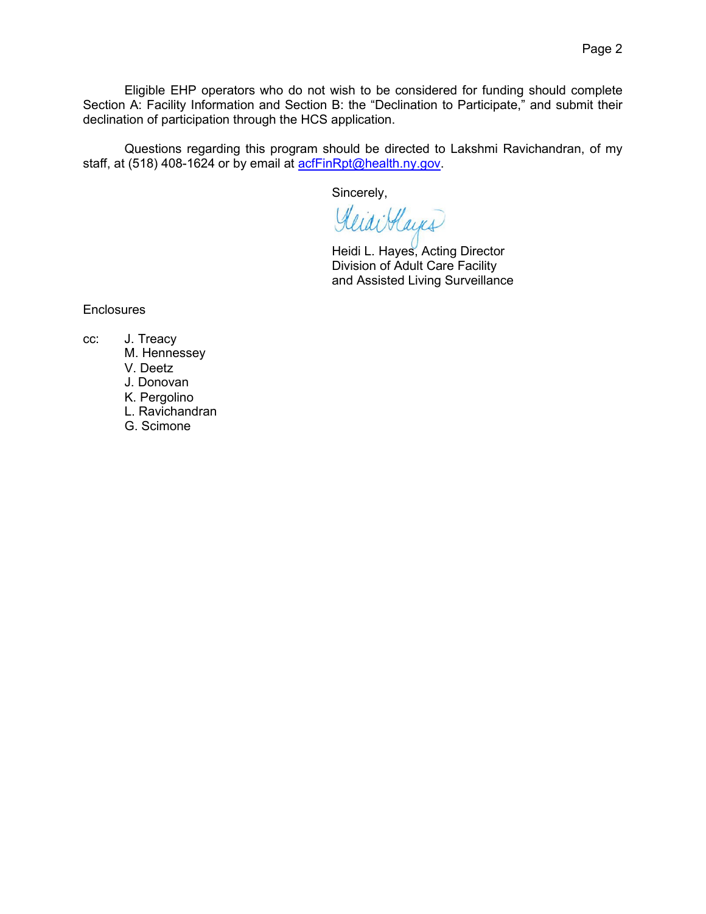Eligible EHP operators who do not wish to be considered for funding should complete Section A: Facility Information and Section B: the "Declination to Participate," and submit their declination of participation through the HCS application.

Questions regarding this program should be directed to Lakshmi Ravichandran, of my staff, at (518) 408-1624 or by email at acfFinRpt@health.ny.gov.

Sincerely,

Heidi L. Hayes, Acting Director
Division of Adult Care Facility
and Assisted Living Surveillance

Enclosures

cc: J. Treacy
M. Hennessey
V. Deetz
J. Donovan
K. Pergolino
L. Ravichandran
G. Scimone